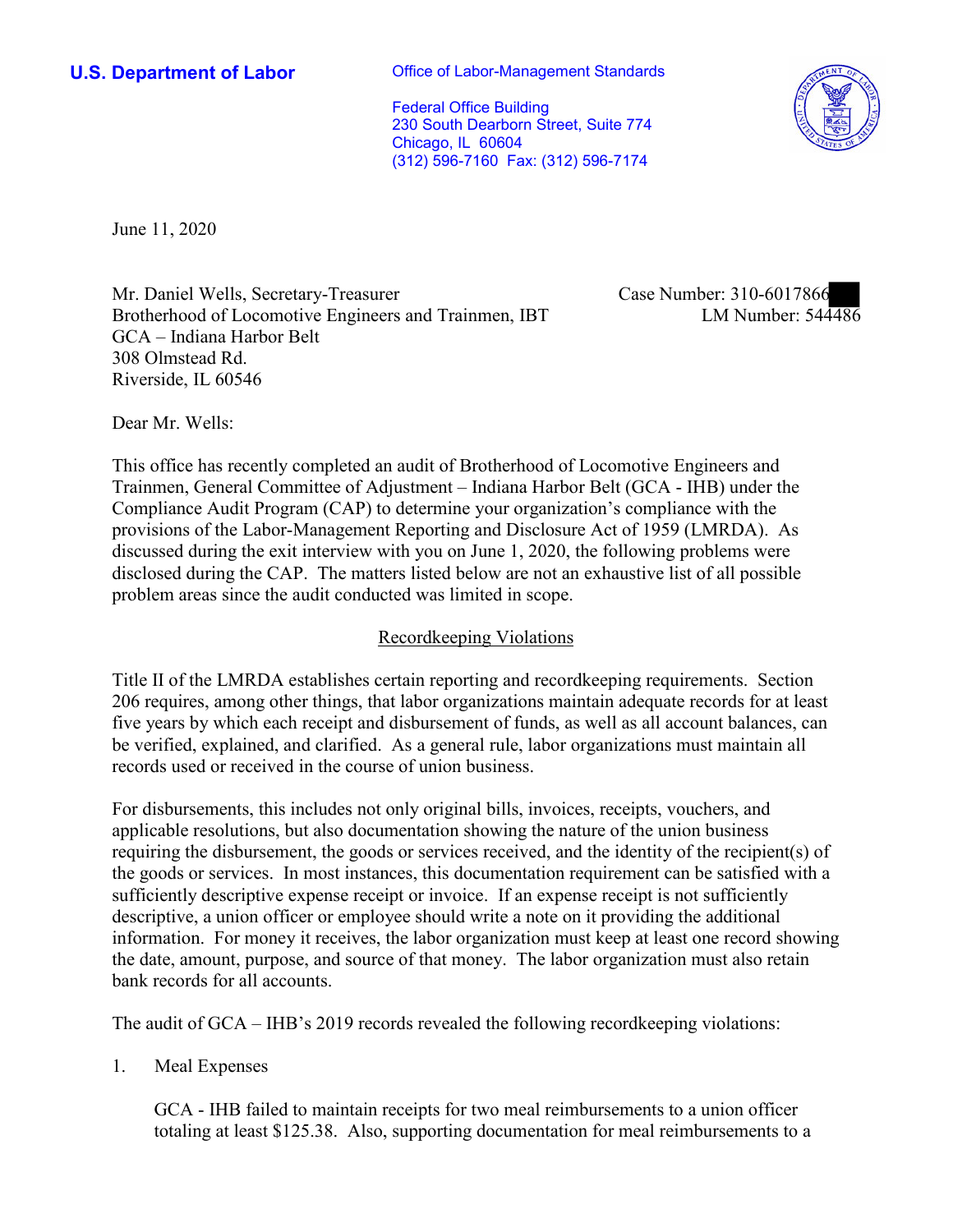**U.S. Department of Labor**

Office of Labor-Management Standards

Federal Office Building
230 South Dearborn Street, Suite 774
Chicago, IL 60604
(312) 596-7160 Fax: (312) 596-7174

June 11, 2020

Mr. Daniel Wells, Secretary-Treasurer
Brotherhood of Locomotive Engineers and Trainmen, IBT
GCA – Indiana Harbor Belt
308 Olmstead Rd.
Riverside, IL 60546

Case Number: 310-6017866
LM Number: 544486

Dear Mr. Wells:

This office has recently completed an audit of Brotherhood of Locomotive Engineers and Trainmen, General Committee of Adjustment – Indiana Harbor Belt (GCA - IHB) under the Compliance Audit Program (CAP) to determine your organization's compliance with the provisions of the Labor-Management Reporting and Disclosure Act of 1959 (LMRDA). As discussed during the exit interview with you on June 1, 2020, the following problems were disclosed during the CAP. The matters listed below are not an exhaustive list of all possible problem areas since the audit conducted was limited in scope.

## Recordkeeping Violations

Title II of the LMRDA establishes certain reporting and recordkeeping requirements. Section 206 requires, among other things, that labor organizations maintain adequate records for at least five years by which each receipt and disbursement of funds, as well as all account balances, can be verified, explained, and clarified. As a general rule, labor organizations must maintain all records used or received in the course of union business.

For disbursements, this includes not only original bills, invoices, receipts, vouchers, and applicable resolutions, but also documentation showing the nature of the union business requiring the disbursement, the goods or services received, and the identity of the recipient(s) of the goods or services. In most instances, this documentation requirement can be satisfied with a sufficiently descriptive expense receipt or invoice. If an expense receipt is not sufficiently descriptive, a union officer or employee should write a note on it providing the additional information. For money it receives, the labor organization must keep at least one record showing the date, amount, purpose, and source of that money. The labor organization must also retain bank records for all accounts.

The audit of GCA – IHB's 2019 records revealed the following recordkeeping violations:

1. Meal Expenses

   GCA - IHB failed to maintain receipts for two meal reimbursements to a union officer totaling at least $125.38. Also, supporting documentation for meal reimbursements to a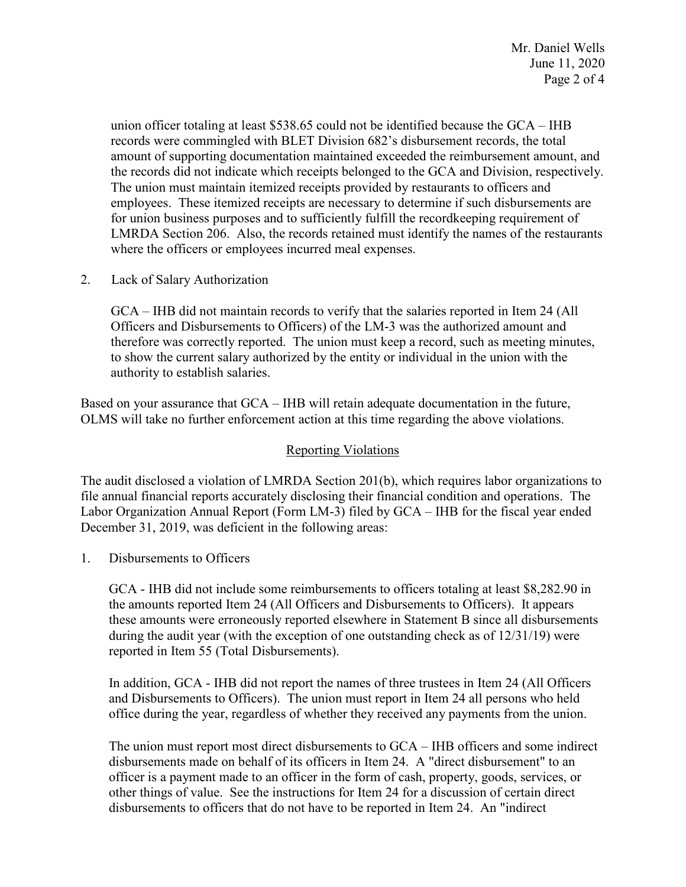union officer totaling at least $538.65 could not be identified because the GCA – IHB records were commingled with BLET Division 682's disbursement records, the total amount of supporting documentation maintained exceeded the reimbursement amount, and the records did not indicate which receipts belonged to the GCA and Division, respectively. The union must maintain itemized receipts provided by restaurants to officers and employees. These itemized receipts are necessary to determine if such disbursements are for union business purposes and to sufficiently fulfill the recordkeeping requirement of LMRDA Section 206. Also, the records retained must identify the names of the restaurants where the officers or employees incurred meal expenses.

2. Lack of Salary Authorization

   GCA – IHB did not maintain records to verify that the salaries reported in Item 24 (All Officers and Disbursements to Officers) of the LM-3 was the authorized amount and therefore was correctly reported. The union must keep a record, such as meeting minutes, to show the current salary authorized by the entity or individual in the union with the authority to establish salaries.

Based on your assurance that GCA – IHB will retain adequate documentation in the future, OLMS will take no further enforcement action at this time regarding the above violations.

## Reporting Violations

The audit disclosed a violation of LMRDA Section 201(b), which requires labor organizations to file annual financial reports accurately disclosing their financial condition and operations. The Labor Organization Annual Report (Form LM-3) filed by GCA – IHB for the fiscal year ended December 31, 2019, was deficient in the following areas:

1. Disbursements to Officers

   GCA - IHB did not include some reimbursements to officers totaling at least $8,282.90 in the amounts reported Item 24 (All Officers and Disbursements to Officers). It appears these amounts were erroneously reported elsewhere in Statement B since all disbursements during the audit year (with the exception of one outstanding check as of 12/31/19) were reported in Item 55 (Total Disbursements).

   In addition, GCA - IHB did not report the names of three trustees in Item 24 (All Officers and Disbursements to Officers). The union must report in Item 24 all persons who held office during the year, regardless of whether they received any payments from the union.

   The union must report most direct disbursements to GCA – IHB officers and some indirect disbursements made on behalf of its officers in Item 24. A "direct disbursement" to an officer is a payment made to an officer in the form of cash, property, goods, services, or other things of value. See the instructions for Item 24 for a discussion of certain direct disbursements to officers that do not have to be reported in Item 24. An "indirect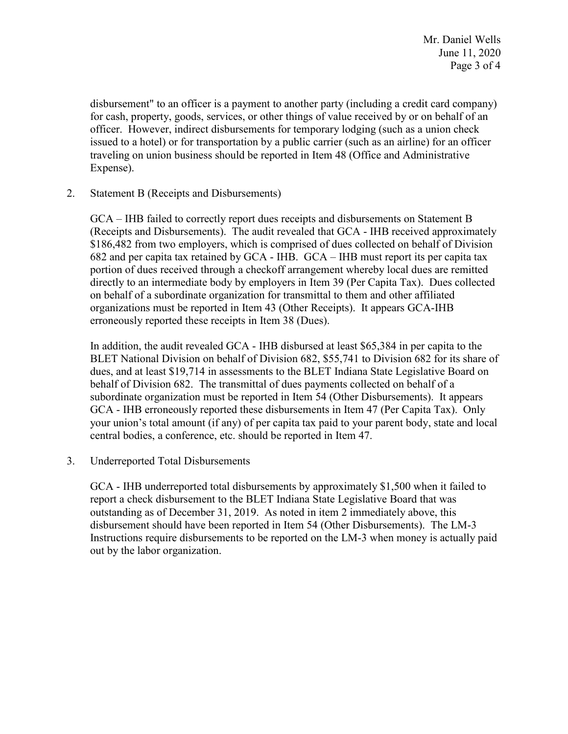disbursement" to an officer is a payment to another party (including a credit card company) for cash, property, goods, services, or other things of value received by or on behalf of an officer. However, indirect disbursements for temporary lodging (such as a union check issued to a hotel) or for transportation by a public carrier (such as an airline) for an officer traveling on union business should be reported in Item 48 (Office and Administrative Expense).

2. Statement B (Receipts and Disbursements)

   GCA – IHB failed to correctly report dues receipts and disbursements on Statement B (Receipts and Disbursements). The audit revealed that GCA - IHB received approximately $186,482 from two employers, which is comprised of dues collected on behalf of Division 682 and per capita tax retained by GCA - IHB. GCA – IHB must report its per capita tax portion of dues received through a checkoff arrangement whereby local dues are remitted directly to an intermediate body by employers in Item 39 (Per Capita Tax). Dues collected on behalf of a subordinate organization for transmittal to them and other affiliated organizations must be reported in Item 43 (Other Receipts). It appears GCA-IHB erroneously reported these receipts in Item 38 (Dues).

   In addition, the audit revealed GCA - IHB disbursed at least $65,384 in per capita to the BLET National Division on behalf of Division 682, $55,741 to Division 682 for its share of dues, and at least $19,714 in assessments to the BLET Indiana State Legislative Board on behalf of Division 682. The transmittal of dues payments collected on behalf of a subordinate organization must be reported in Item 54 (Other Disbursements). It appears GCA - IHB erroneously reported these disbursements in Item 47 (Per Capita Tax). Only your union's total amount (if any) of per capita tax paid to your parent body, state and local central bodies, a conference, etc. should be reported in Item 47.

3. Underreported Total Disbursements

   GCA - IHB underreported total disbursements by approximately $1,500 when it failed to report a check disbursement to the BLET Indiana State Legislative Board that was outstanding as of December 31, 2019. As noted in item 2 immediately above, this disbursement should have been reported in Item 54 (Other Disbursements). The LM-3 Instructions require disbursements to be reported on the LM-3 when money is actually paid out by the labor organization.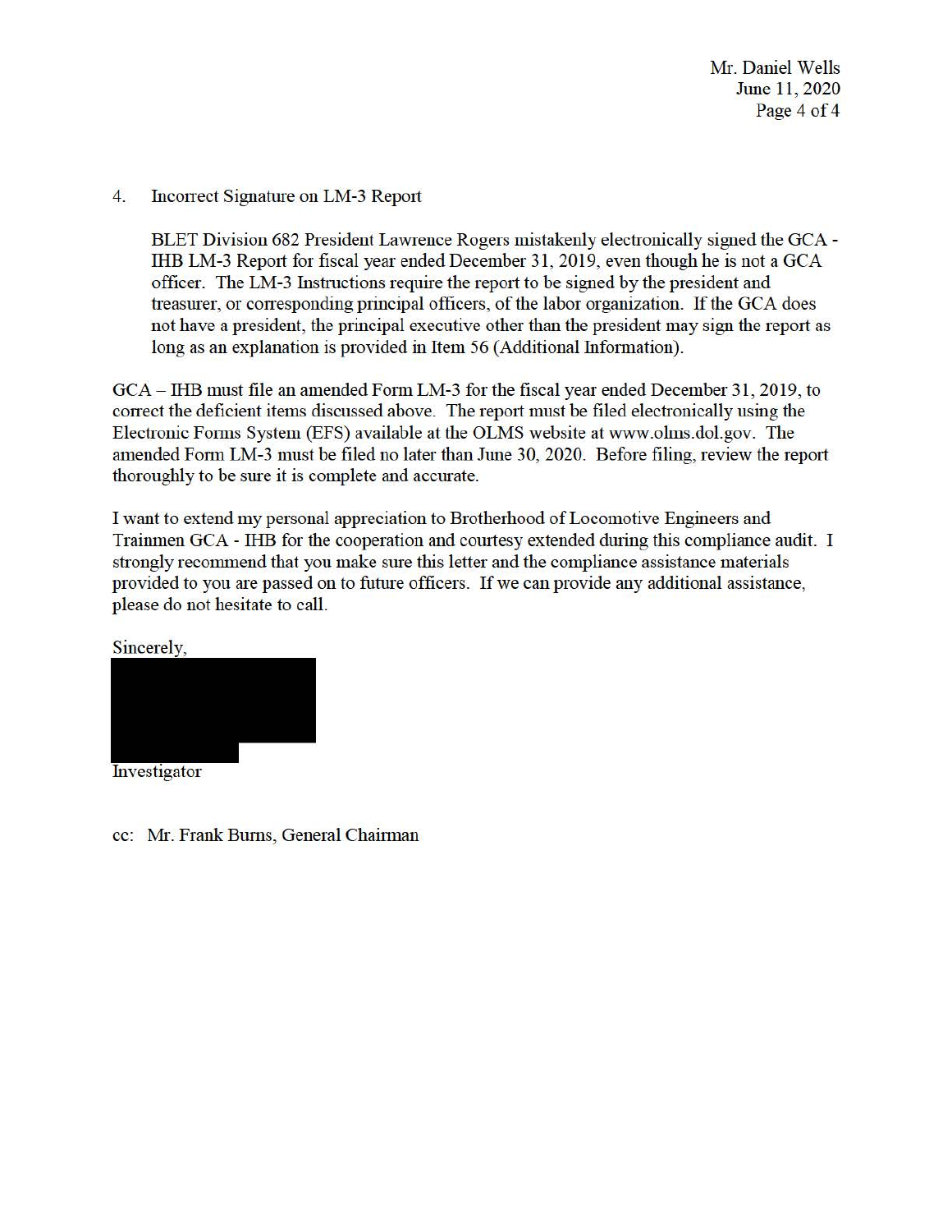4. Incorrect Signature on LM-3 Report

   BLET Division 682 President Lawrence Rogers mistakenly electronically signed the GCA - IHB LM-3 Report for fiscal year ended December 31, 2019, even though he is not a GCA officer. The LM-3 Instructions require the report to be signed by the president and treasurer, or corresponding principal officers, of the labor organization. If the GCA does not have a president, the principal executive other than the president may sign the report as long as an explanation is provided in Item 56 (Additional Information).

GCA – IHB must file an amended Form LM-3 for the fiscal year ended December 31, 2019, to correct the deficient items discussed above. The report must be filed electronically using the Electronic Forms System (EFS) available at the OLMS website at www.olms.dol.gov. The amended Form LM-3 must be filed no later than June 30, 2020. Before filing, review the report thoroughly to be sure it is complete and accurate.

I want to extend my personal appreciation to Brotherhood of Locomotive Engineers and Trainmen GCA - IHB for the cooperation and courtesy extended during this compliance audit. I strongly recommend that you make sure this letter and the compliance assistance materials provided to you are passed on to future officers. If we can provide any additional assistance, please do not hesitate to call.

Sincerely,

Investigator

cc: Mr. Frank Burns, General Chairman